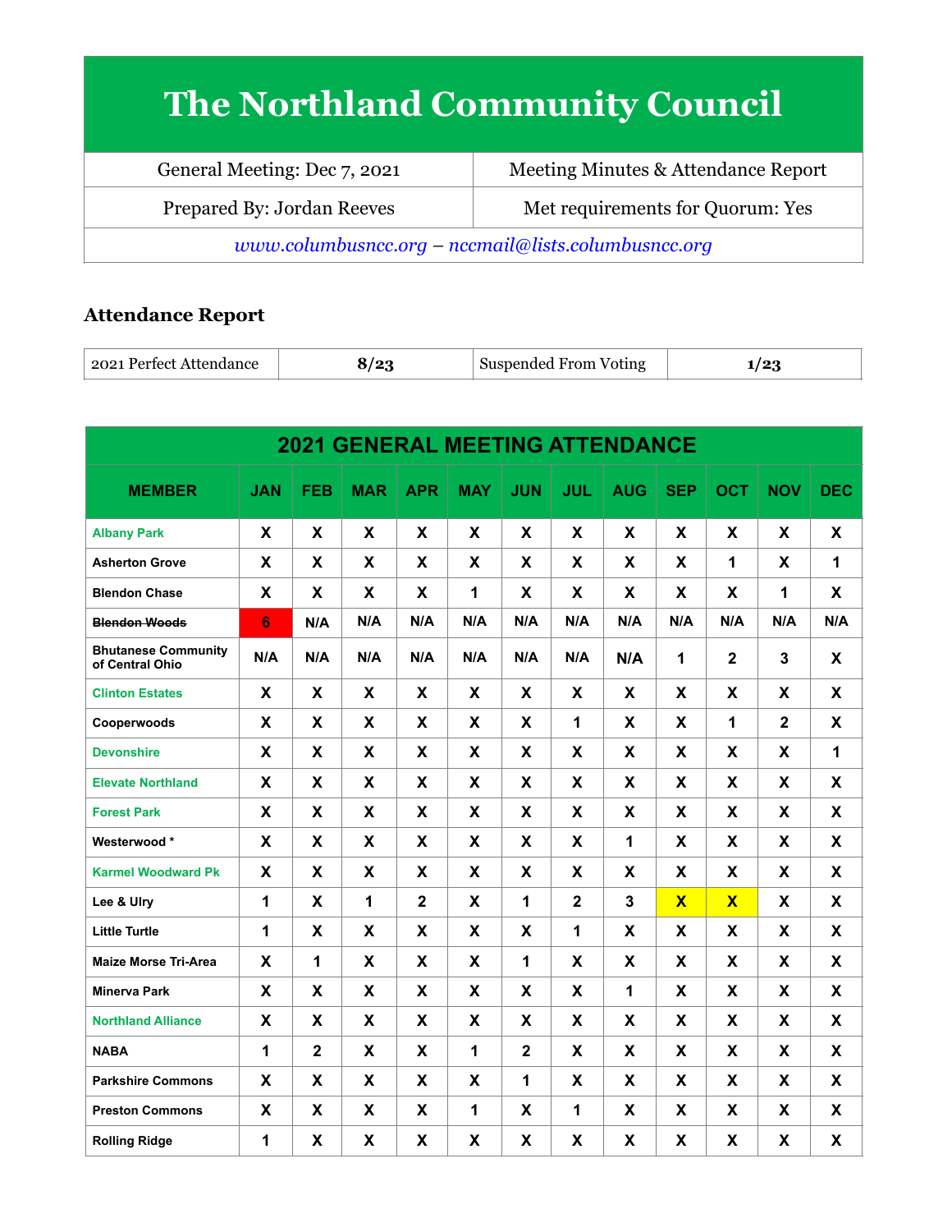# The Northland Community Council

| General Meeting: Dec 7, 2021 | Meeting Minutes & Attendance Report |
|---|---|
| Prepared By: Jordan Reeves | Met requirements for Quorum: Yes |

*www.columbusncc.org – nccmail@lists.columbusncc.org*

## Attendance Report

| 2021 Perfect Attendance | 8/23 | Suspended From Voting | 1/23 |
|---|---|---|---|

**2021 GENERAL MEETING ATTENDANCE**

| MEMBER | JAN | FEB | MAR | APR | MAY | JUN | JUL | AUG | SEP | OCT | NOV | DEC |
|---|---|---|---|---|---|---|---|---|---|---|---|---|
| Albany Park | X | X | X | X | X | X | X | X | X | X | X | X |
| Asherton Grove | X | X | X | X | X | X | X | X | X | 1 | X | 1 |
| Blendon Chase | X | X | X | X | 1 | X | X | X | X | X | 1 | X |
| ~~Blendon Woods~~ | 6 | N/A | N/A | N/A | N/A | N/A | N/A | N/A | N/A | N/A | N/A | N/A |
| Bhutanese Community of Central Ohio | N/A | N/A | N/A | N/A | N/A | N/A | N/A | N/A | 1 | 2 | 3 | X |
| Clinton Estates | X | X | X | X | X | X | X | X | X | X | X | X |
| Cooperwoods | X | X | X | X | X | X | 1 | X | X | 1 | 2 | X |
| Devonshire | X | X | X | X | X | X | X | X | X | X | X | 1 |
| Elevate Northland | X | X | X | X | X | X | X | X | X | X | X | X |
| Forest Park | X | X | X | X | X | X | X | X | X | X | X | X |
| Westerwood * | X | X | X | X | X | X | X | 1 | X | X | X | X |
| Karmel Woodward Pk | X | X | X | X | X | X | X | X | X | X | X | X |
| Lee & Ulry | 1 | X | 1 | 2 | X | 1 | 2 | 3 | X | X | X | X |
| Little Turtle | 1 | X | X | X | X | X | 1 | X | X | X | X | X |
| Maize Morse Tri-Area | X | 1 | X | X | X | 1 | X | X | X | X | X | X |
| Minerva Park | X | X | X | X | X | X | X | 1 | X | X | X | X |
| Northland Alliance | X | X | X | X | X | X | X | X | X | X | X | X |
| NABA | 1 | 2 | X | X | 1 | 2 | X | X | X | X | X | X |
| Parkshire Commons | X | X | X | X | X | 1 | X | X | X | X | X | X |
| Preston Commons | X | X | X | X | 1 | X | 1 | X | X | X | X | X |
| Rolling Ridge | 1 | X | X | X | X | X | X | X | X | X | X | X |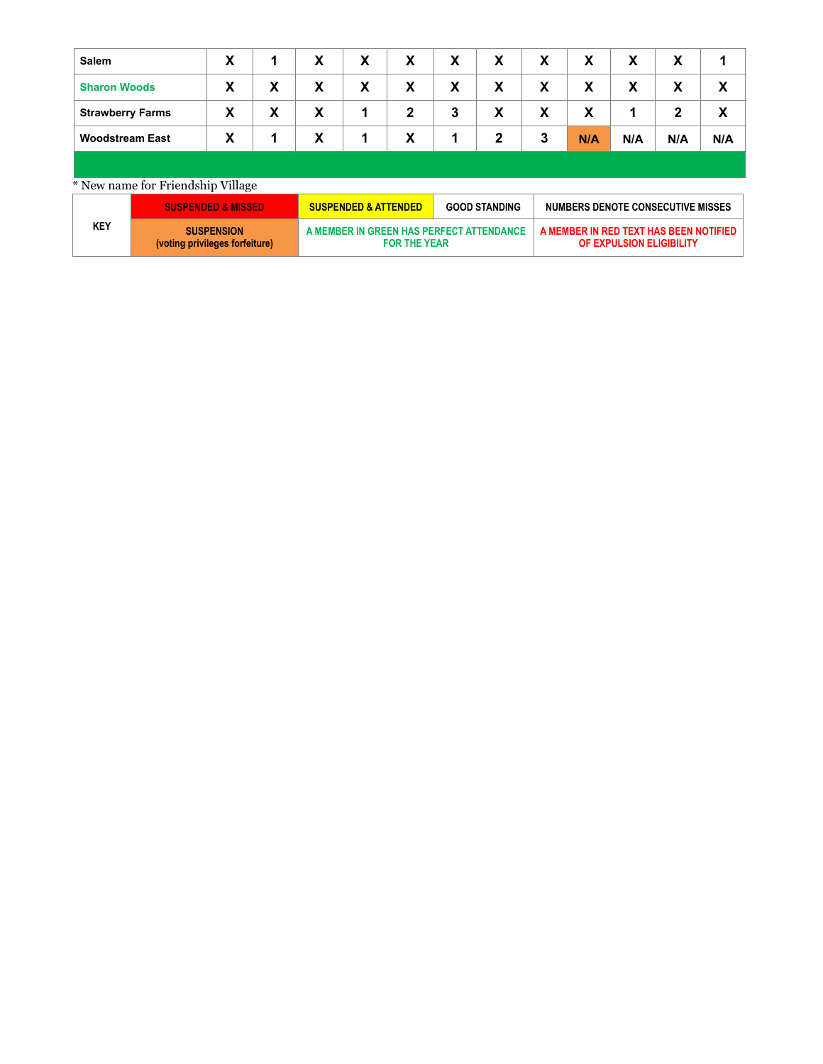| | | | | | | | | | | | | |
|---|---|---|---|---|---|---|---|---|---|---|---|---|
| Salem | X | 1 | X | X | X | X | X | X | X | X | X | 1 |
| Sharon Woods | X | X | X | X | X | X | X | X | X | X | X | X |
| Strawberry Farms | X | X | X | 1 | 2 | 3 | X | X | X | 1 | 2 | X |
| Woodstream East | X | 1 | X | 1 | X | 1 | 2 | 3 | N/A | N/A | N/A | N/A |

* New name for Friendship Village

| KEY | | | | |
|---|---|---|---|---|
| KEY | SUSPENDED & MISSED | SUSPENDED & ATTENDED | GOOD STANDING | NUMBERS DENOTE CONSECUTIVE MISSES |
| | SUSPENSION (voting privileges forfeiture) | A MEMBER IN GREEN HAS PERFECT ATTENDANCE FOR THE YEAR | | A MEMBER IN RED TEXT HAS BEEN NOTIFIED OF EXPULSION ELIGIBILITY |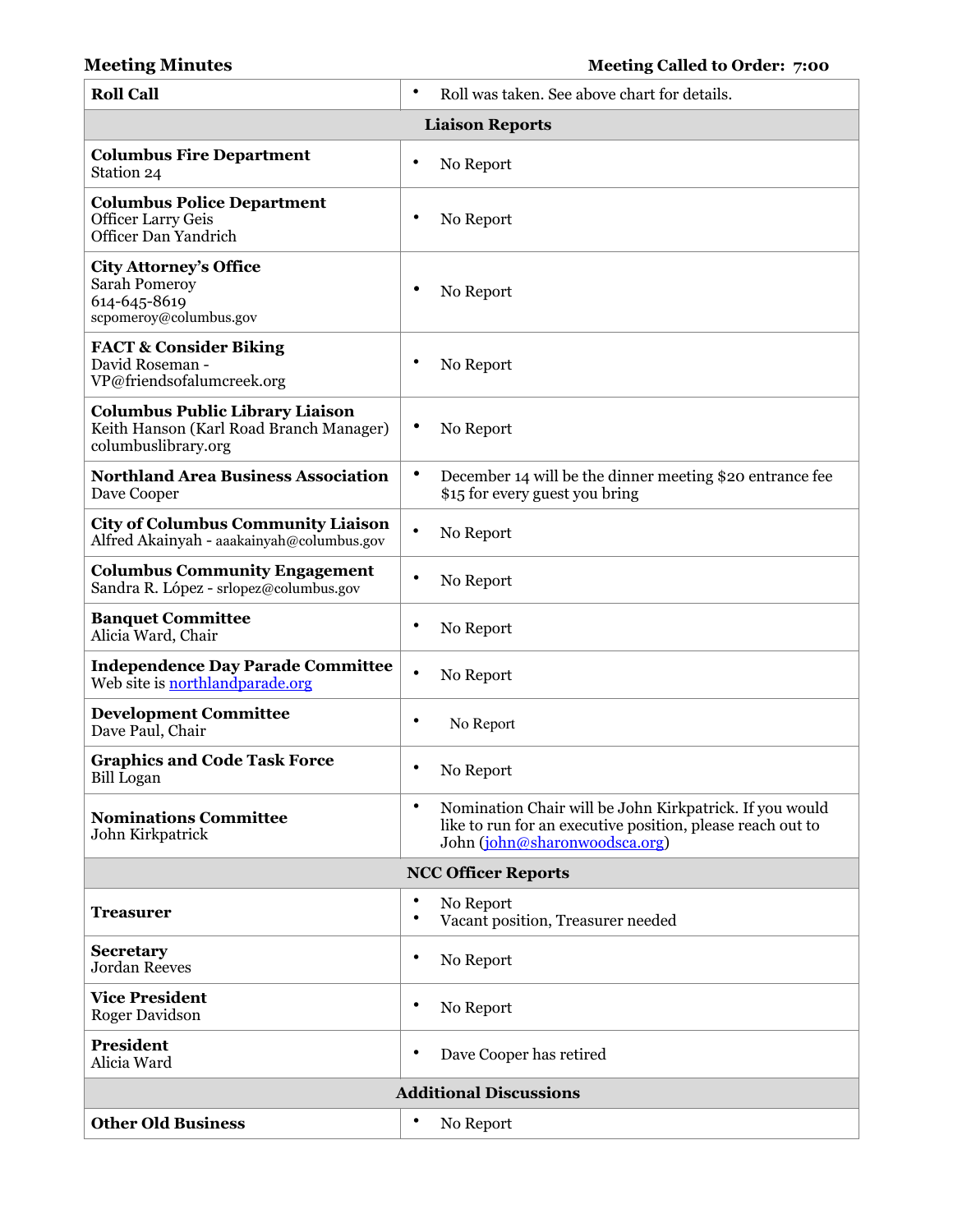**Meeting Minutes** **Meeting Called to Order: 7:00**

| | |
|---|---|
| **Roll Call** | • Roll was taken. See above chart for details. |
| **Liaison Reports** | |
| **Columbus Fire Department**<br>Station 24 | • No Report |
| **Columbus Police Department**<br>Officer Larry Geis<br>Officer Dan Yandrich | • No Report |
| **City Attorney's Office**<br>Sarah Pomeroy<br>614-645-8619<br>scpomeroy@columbus.gov | • No Report |
| **FACT & Consider Biking**<br>David Roseman - VP@friendsofalumcreek.org | • No Report |
| **Columbus Public Library Liaison**<br>Keith Hanson (Karl Road Branch Manager)<br>columbuslibrary.org | • No Report |
| **Northland Area Business Association**<br>Dave Cooper | • December 14 will be the dinner meeting $20 entrance fee $15 for every guest you bring |
| **City of Columbus Community Liaison**<br>Alfred Akainyah - aaakainyah@columbus.gov | • No Report |
| **Columbus Community Engagement**<br>Sandra R. López - srlopez@columbus.gov | • No Report |
| **Banquet Committee**<br>Alicia Ward, Chair | • No Report |
| **Independence Day Parade Committee**<br>Web site is [northlandparade.org](northlandparade.org) | • No Report |
| **Development Committee**<br>Dave Paul, Chair | • No Report |
| **Graphics and Code Task Force**<br>Bill Logan | • No Report |
| **Nominations Committee**<br>John Kirkpatrick | • Nomination Chair will be John Kirkpatrick. If you would like to run for an executive position, please reach out to John ([john@sharonwoodsca.org](mailto:john@sharonwoodsca.org)) |
| **NCC Officer Reports** | |
| **Treasurer** | • No Report<br>• Vacant position, Treasurer needed |
| **Secretary**<br>Jordan Reeves | • No Report |
| **Vice President**<br>Roger Davidson | • No Report |
| **President**<br>Alicia Ward | • Dave Cooper has retired |
| **Additional Discussions** | |
| **Other Old Business** | • No Report |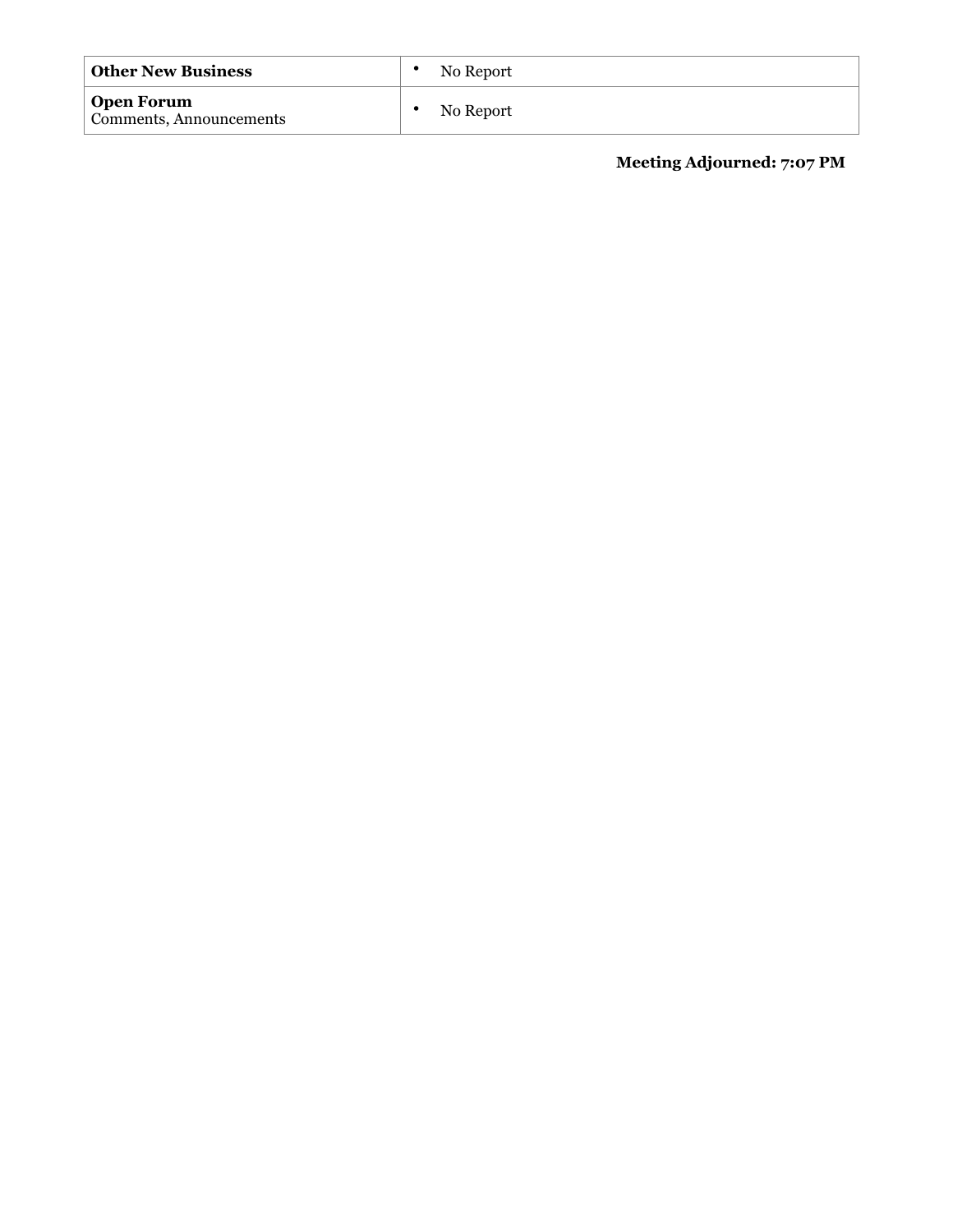| | |
|---|---|
| **Other New Business** | • No Report |
| **Open Forum**<br>Comments, Announcements | • No Report |

**Meeting Adjourned: 7:07 PM**